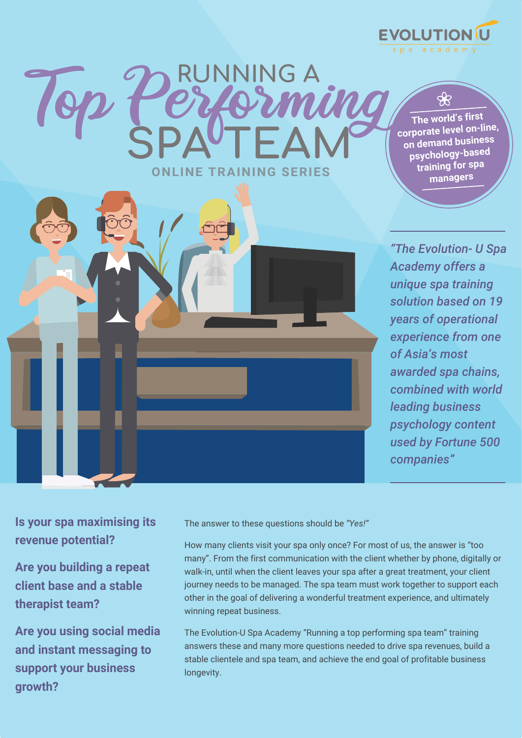EVOLUTION U
spa academy

# Running a Top Performing Spa Team

**ONLINE TRAINING SERIES**

**The world's first corporate level on-line, on demand business psychology-based training for spa managers**

*"The Evolution- U Spa Academy offers a unique spa training solution based on 19 years of operational experience from one of Asia's most awarded spa chains, combined with world leading business psychology content used by Fortune 500 companies"*

**Is your spa maximising its revenue potential?**

**Are you building a repeat client base and a stable therapist team?**

**Are you using social media and instant messaging to support your business growth?**

The answer to these questions should be *"Yes!"*

How many clients visit your spa only once? For most of us, the answer is "too many". From the first communication with the client whether by phone, digitally or walk-in, until when the client leaves your spa after a great treatment, your client journey needs to be managed. The spa team must work together to support each other in the goal of delivering a wonderful treatment experience, and ultimately winning repeat business.

The Evolution-U Spa Academy "Running a top performing spa team" training answers these and many more questions needed to drive spa revenues, build a stable clientele and spa team, and achieve the end goal of profitable business longevity.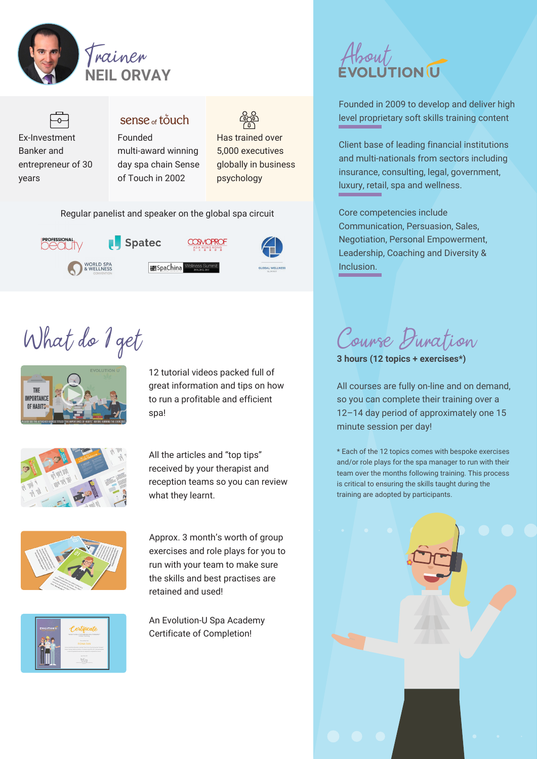# Trainer NEIL ORVAY

Ex-Investment Banker and entrepreneur of 30 years

sense of touch

Founded multi-award winning day spa chain Sense of Touch in 2002

Has trained over 5,000 executives globally in business psychology

Regular panelist and speaker on the global spa circuit

# About EVOLUTION U

Founded in 2009 to develop and deliver high level proprietary soft skills training content

Client base of leading financial institutions and multi-nationals from sectors including insurance, consulting, legal, government, luxury, retail, spa and wellness.

Core competencies include Communication, Persuasion, Sales, Negotiation, Personal Empowerment, Leadership, Coaching and Diversity & Inclusion.

# What do I get

12 tutorial videos packed full of great information and tips on how to run a profitable and efficient spa!

All the articles and “top tips” received by your therapist and reception teams so you can review what they learnt.

Approx. 3 month’s worth of group exercises and role plays for you to run with your team to make sure the skills and best practises are retained and used!

An Evolution-U Spa Academy Certificate of Completion!

# Course Duration

**3 hours (12 topics + exercises*)**

All courses are fully on-line and on demand, so you can complete their training over a 12–14 day period of approximately one 15 minute session per day!

* Each of the 12 topics comes with bespoke exercises and/or role plays for the spa manager to run with their team over the months following training. This process is critical to ensuring the skills taught during the training are adopted by participants.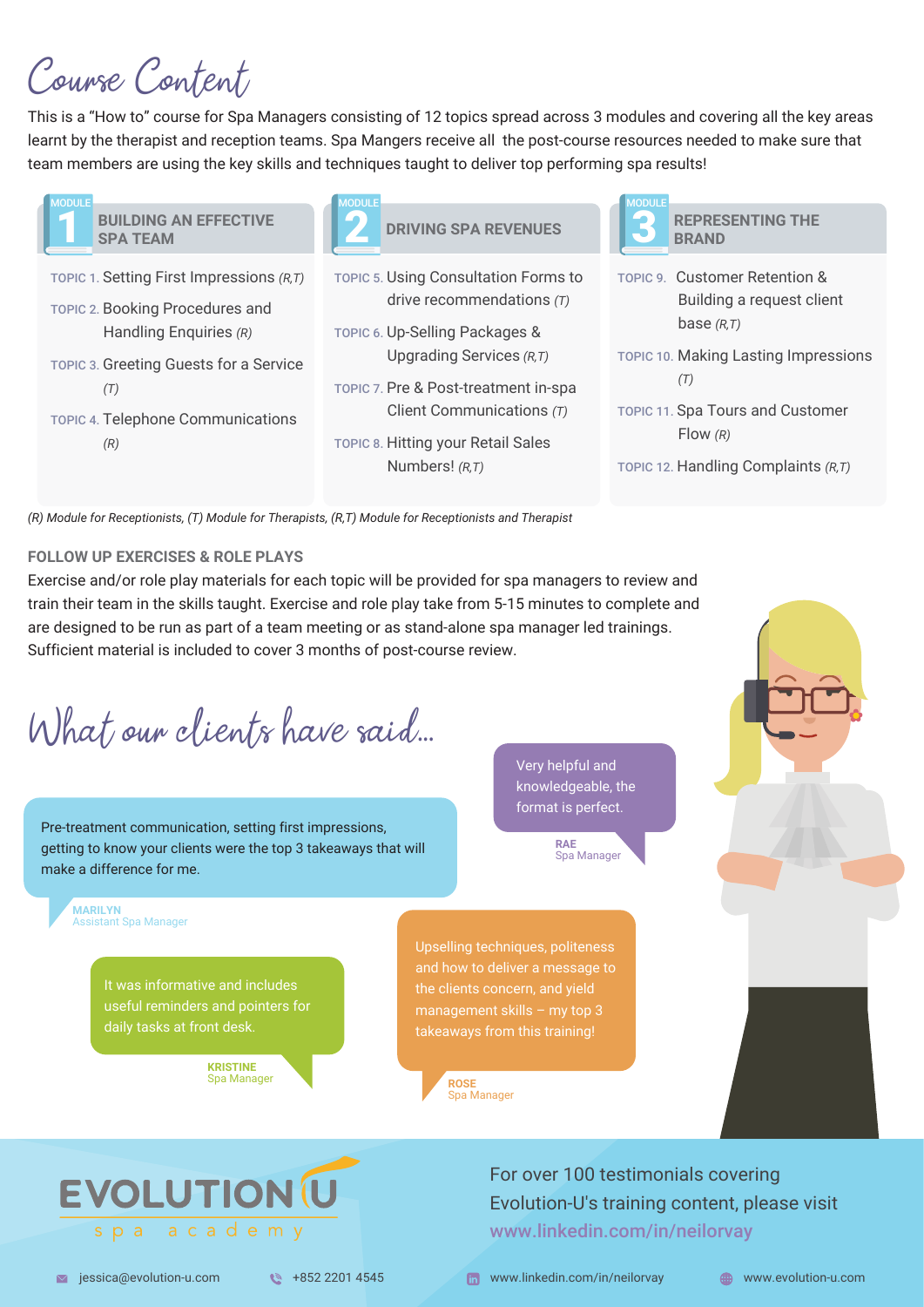# Course Content

This is a "How to" course for Spa Managers consisting of 12 topics spread across 3 modules and covering all the key areas learnt by the therapist and reception teams. Spa Mangers receive all the post-course resources needed to make sure that team members are using the key skills and techniques taught to deliver top performing spa results!

## MODULE 1 — BUILDING AN EFFECTIVE SPA TEAM

- TOPIC 1. Setting First Impressions *(R,T)*
- TOPIC 2. Booking Procedures and Handling Enquiries *(R)*
- TOPIC 3. Greeting Guests for a Service *(T)*
- TOPIC 4. Telephone Communications *(R)*

## MODULE 2 — DRIVING SPA REVENUES

- TOPIC 5. Using Consultation Forms to drive recommendations *(T)*
- TOPIC 6. Up-Selling Packages & Upgrading Services *(R,T)*
- TOPIC 7. Pre & Post-treatment in-spa Client Communications *(T)*
- TOPIC 8. Hitting your Retail Sales Numbers! *(R,T)*

## MODULE 3 — REPRESENTING THE BRAND

- TOPIC 9. Customer Retention & Building a request client base *(R,T)*
- TOPIC 10. Making Lasting Impressions *(T)*
- TOPIC 11. Spa Tours and Customer Flow *(R)*
- TOPIC 12. Handling Complaints *(R,T)*

*(R) Module for Receptionists, (T) Module for Therapists, (R,T) Module for Receptionists and Therapist*

### FOLLOW UP EXERCISES & ROLE PLAYS

Exercise and/or role play materials for each topic will be provided for spa managers to review and train their team in the skills taught. Exercise and role play take from 5-15 minutes to complete and are designed to be run as part of a team meeting or as stand-alone spa manager led trainings. Sufficient material is included to cover 3 months of post-course review.

# What our clients have said...

> Very helpful and knowledgeable, the format is perfect.
>
> **RAE**, Spa Manager

> Pre-treatment communication, setting first impressions, getting to know your clients were the top 3 takeaways that will make a difference for me.
>
> **MARILYN**, Assistant Spa Manager

> It was informative and includes useful reminders and pointers for daily tasks at front desk.
>
> **KRISTINE**, Spa Manager

> Upselling techniques, politeness and how to deliver a message to the clients concern, and yield management skills – my top 3 takeaways from this training!
>
> **ROSE**, Spa Manager

EVOLUTION U spa academy

For over 100 testimonials covering Evolution-U's training content, please visit **www.linkedin.com/in/neilorvay**

jessica@evolution-u.com | +852 2201 4545 | www.linkedin.com/in/neilorvay | www.evolution-u.com